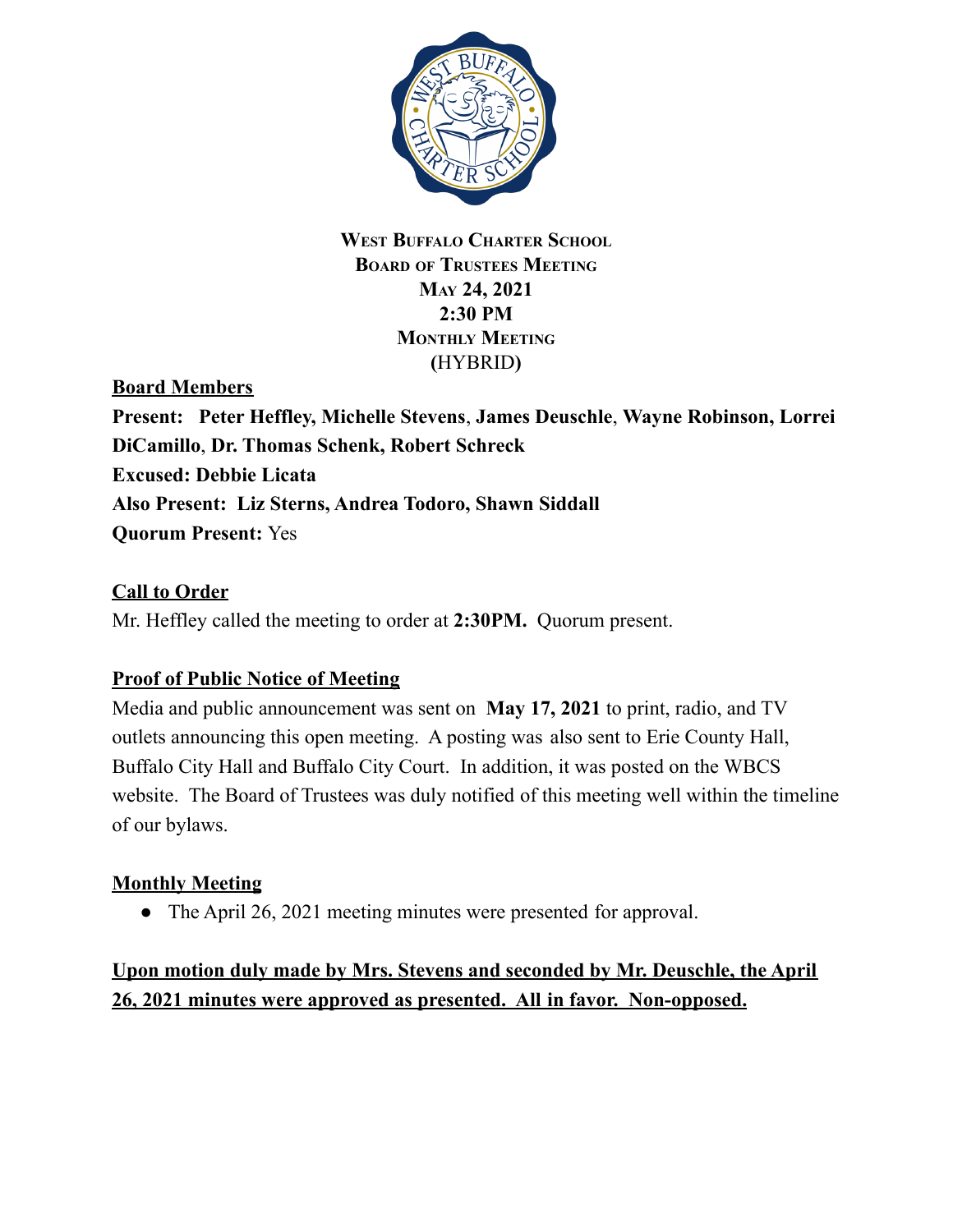**West Buffalo Charter School**
**Board of Trustees Meeting**
**May 24, 2021**
**2:30 PM**
**Monthly Meeting**
**(HYBRID)**

**Board Members**

**Present: Peter Heffley, Michelle Stevens, James Deuschle, Wayne Robinson, Lorrei DiCamillo, Dr. Thomas Schenk, Robert Schreck**
**Excused: Debbie Licata**
**Also Present: Liz Sterns, Andrea Todoro, Shawn Siddall**
**Quorum Present:** Yes

**Call to Order**

Mr. Heffley called the meeting to order at **2:30PM.** Quorum present.

**Proof of Public Notice of Meeting**

Media and public announcement was sent on **May 17, 2021** to print, radio, and TV outlets announcing this open meeting. A posting was also sent to Erie County Hall, Buffalo City Hall and Buffalo City Court. In addition, it was posted on the WBCS website. The Board of Trustees was duly notified of this meeting well within the timeline of our bylaws.

**Monthly Meeting**

- The April 26, 2021 meeting minutes were presented for approval.

**Upon motion duly made by Mrs. Stevens and seconded by Mr. Deuschle, the April 26, 2021 minutes were approved as presented. All in favor. Non-opposed.**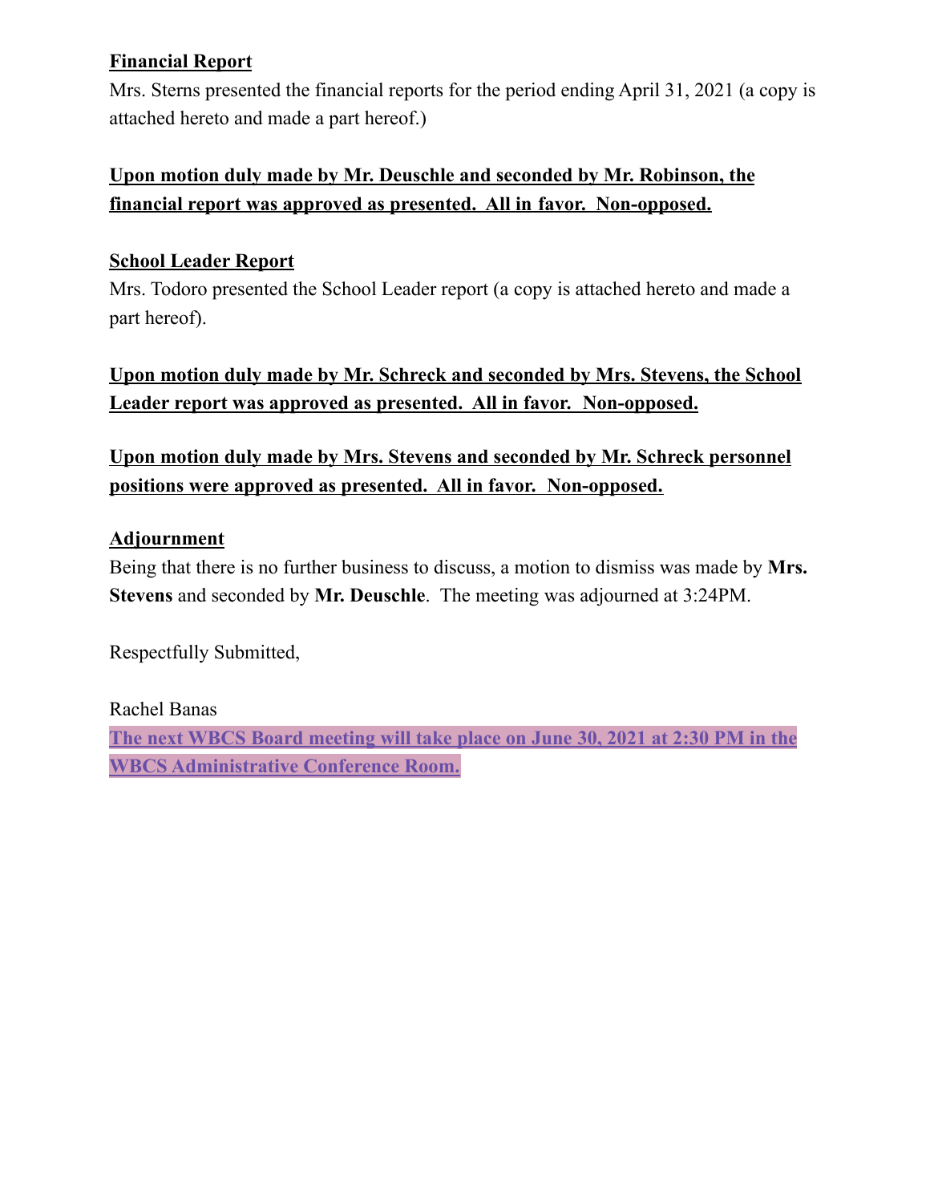**Financial Report**

Mrs. Sterns presented the financial reports for the period ending April 31, 2021 (a copy is attached hereto and made a part hereof.)

**Upon motion duly made by Mr. Deuschle and seconded by Mr. Robinson, the financial report was approved as presented. All in favor. Non-opposed.**

**School Leader Report**

Mrs. Todoro presented the School Leader report (a copy is attached hereto and made a part hereof).

**Upon motion duly made by Mr. Schreck and seconded by Mrs. Stevens, the School Leader report was approved as presented. All in favor. Non-opposed.**

**Upon motion duly made by Mrs. Stevens and seconded by Mr. Schreck personnel positions were approved as presented. All in favor. Non-opposed.**

**Adjournment**

Being that there is no further business to discuss, a motion to dismiss was made by **Mrs. Stevens** and seconded by **Mr. Deuschle**. The meeting was adjourned at 3:24PM.

Respectfully Submitted,

Rachel Banas

**The next WBCS Board meeting will take place on June 30, 2021 at 2:30 PM in the WBCS Administrative Conference Room.**